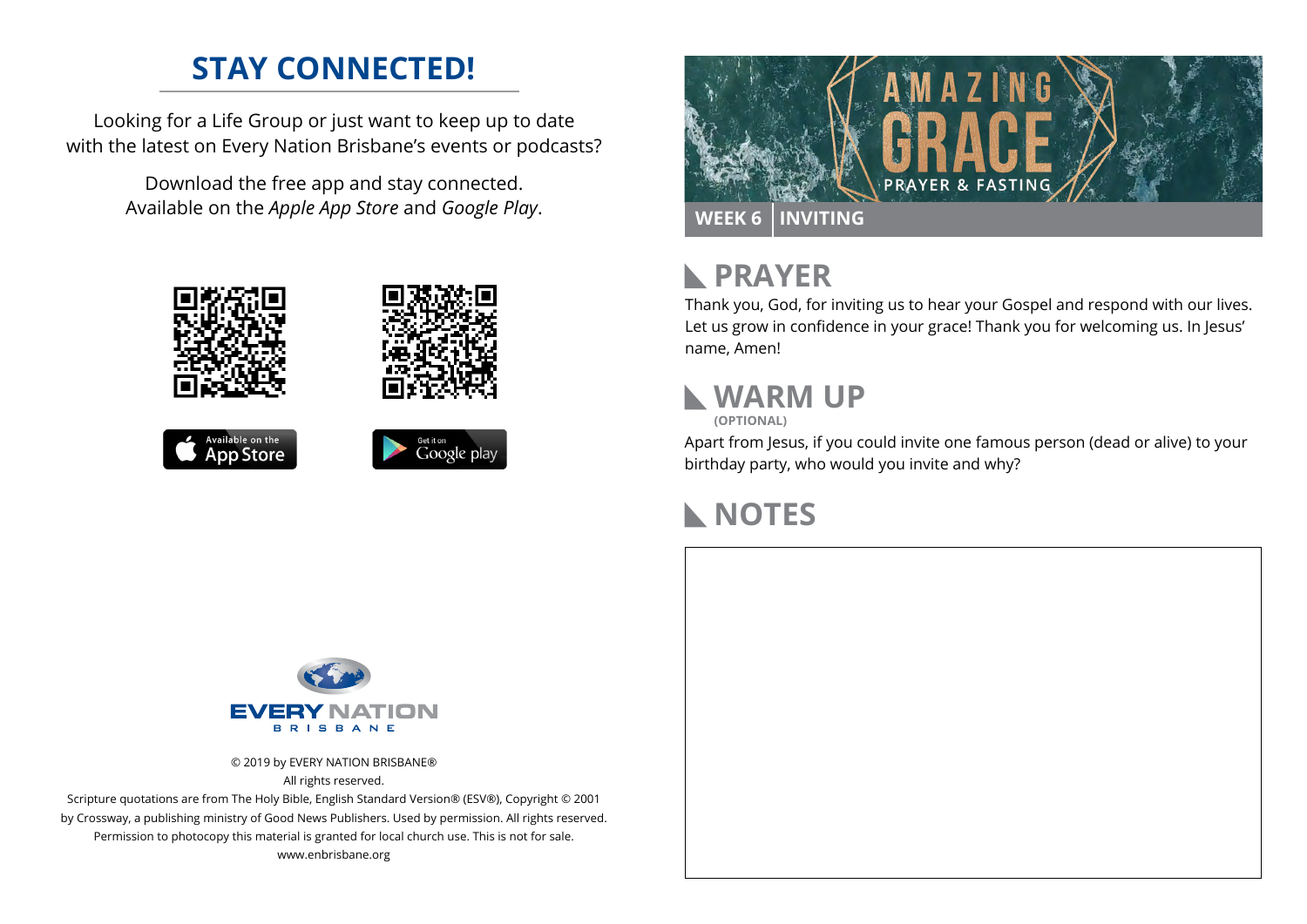## STAY CONNECTED!

Looking for a Life Group or just want to keep up to date with the latest on Every Nation Brisbane's events or podcasts?

Download the free app and stay connected. Available on the *Apple App Store* and *Google Play*.

Available on the App Store

Get it on Google play

EVERY NATION BRISBANE

© 2019 by EVERY NATION BRISBANE®
All rights reserved.
Scripture quotations are from The Holy Bible, English Standard Version® (ESV®), Copyright © 2001 by Crossway, a publishing ministry of Good News Publishers. Used by permission. All rights reserved.
Permission to photocopy this material is granted for local church use. This is not for sale.
www.enbrisbane.org

# AMAZING GRACE

PRAYER & FASTING

**WEEK 6** | **INVITING**

## PRAYER

Thank you, God, for inviting us to hear your Gospel and respond with our lives. Let us grow in confidence in your grace! Thank you for welcoming us. In Jesus' name, Amen!

## WARM UP

**(OPTIONAL)**

Apart from Jesus, if you could invite one famous person (dead or alive) to your birthday party, who would you invite and why?

## NOTES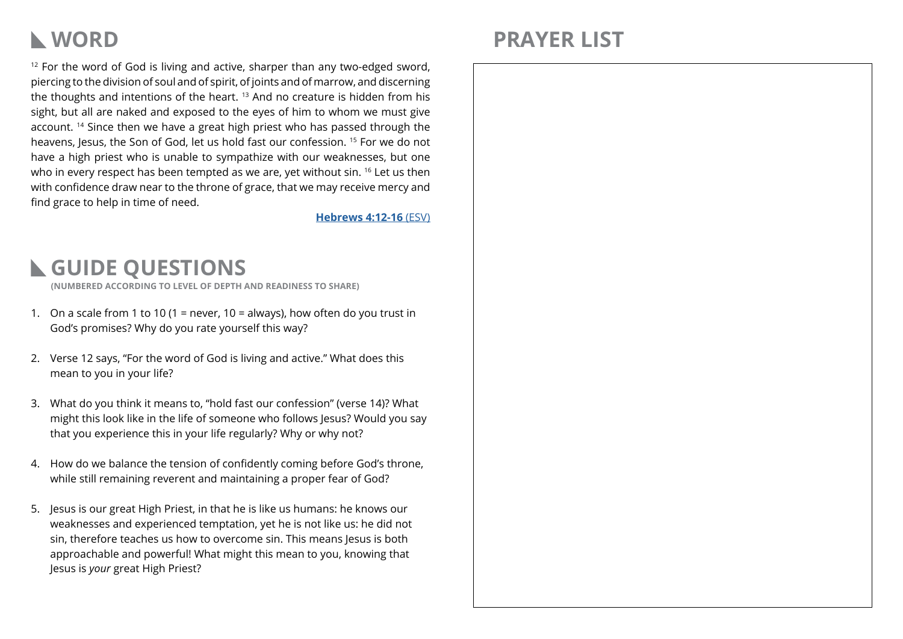## WORD

[12] For the word of God is living and active, sharper than any two-edged sword, piercing to the division of soul and of spirit, of joints and of marrow, and discerning the thoughts and intentions of the heart. [13] And no creature is hidden from his sight, but all are naked and exposed to the eyes of him to whom we must give account. [14] Since then we have a great high priest who has passed through the heavens, Jesus, the Son of God, let us hold fast our confession. [15] For we do not have a high priest who is unable to sympathize with our weaknesses, but one who in every respect has been tempted as we are, yet without sin. [16] Let us then with confidence draw near to the throne of grace, that we may receive mercy and find grace to help in time of need.

**Hebrews 4:12-16** (ESV)

## GUIDE QUESTIONS

**(NUMBERED ACCORDING TO LEVEL OF DEPTH AND READINESS TO SHARE)**

1. On a scale from 1 to 10 (1 = never, 10 = always), how often do you trust in God's promises? Why do you rate yourself this way?

2. Verse 12 says, "For the word of God is living and active." What does this mean to you in your life?

3. What do you think it means to, "hold fast our confession" (verse 14)? What might this look like in the life of someone who follows Jesus? Would you say that you experience this in your life regularly? Why or why not?

4. How do we balance the tension of confidently coming before God's throne, while still remaining reverent and maintaining a proper fear of God?

5. Jesus is our great High Priest, in that he is like us humans: he knows our weaknesses and experienced temptation, yet he is not like us: he did not sin, therefore teaches us how to overcome sin. This means Jesus is both approachable and powerful! What might this mean to you, knowing that Jesus is *your* great High Priest?

## PRAYER LIST